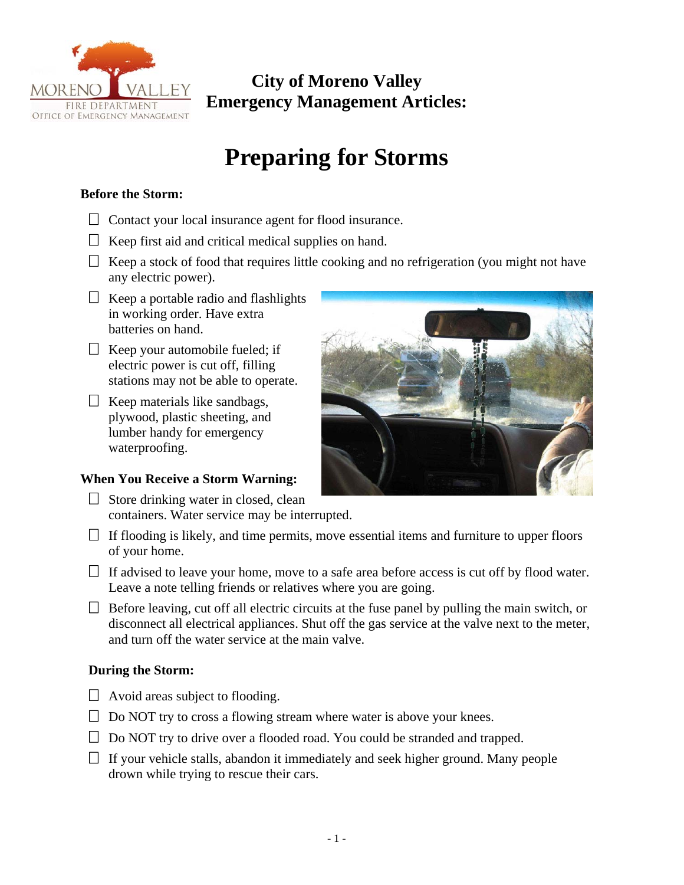**City of Moreno Valley**
**Emergency Management Articles:**

# Preparing for Storms

### Before the Storm:

- ☐ Contact your local insurance agent for flood insurance.
- ☐ Keep first aid and critical medical supplies on hand.
- ☐ Keep a stock of food that requires little cooking and no refrigeration (you might not have any electric power).
- ☐ Keep a portable radio and flashlights in working order. Have extra batteries on hand.
- ☐ Keep your automobile fueled; if electric power is cut off, filling stations may not be able to operate.
- ☐ Keep materials like sandbags, plywood, plastic sheeting, and lumber handy for emergency waterproofing.

### When You Receive a Storm Warning:

- ☐ Store drinking water in closed, clean containers. Water service may be interrupted.
- ☐ If flooding is likely, and time permits, move essential items and furniture to upper floors of your home.
- ☐ If advised to leave your home, move to a safe area before access is cut off by flood water. Leave a note telling friends or relatives where you are going.
- ☐ Before leaving, cut off all electric circuits at the fuse panel by pulling the main switch, or disconnect all electrical appliances. Shut off the gas service at the valve next to the meter, and turn off the water service at the main valve.

### During the Storm:

- ☐ Avoid areas subject to flooding.
- ☐ Do NOT try to cross a flowing stream where water is above your knees.
- ☐ Do NOT try to drive over a flooded road. You could be stranded and trapped.
- ☐ If your vehicle stalls, abandon it immediately and seek higher ground. Many people drown while trying to rescue their cars.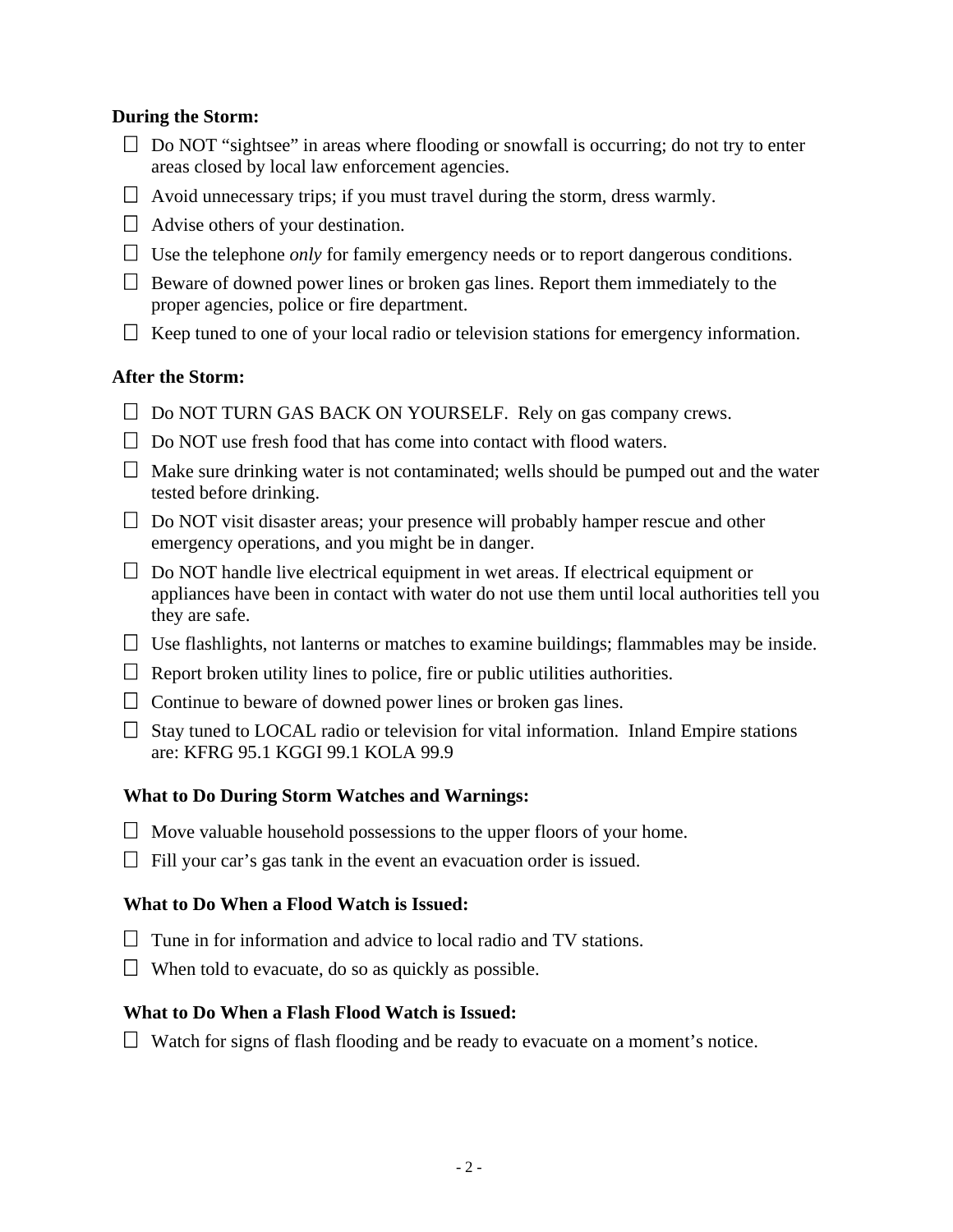**During the Storm:**

- Do NOT "sightsee" in areas where flooding or snowfall is occurring; do not try to enter areas closed by local law enforcement agencies.
- Avoid unnecessary trips; if you must travel during the storm, dress warmly.
- Advise others of your destination.
- Use the telephone *only* for family emergency needs or to report dangerous conditions.
- Beware of downed power lines or broken gas lines. Report them immediately to the proper agencies, police or fire department.
- Keep tuned to one of your local radio or television stations for emergency information.

**After the Storm:**

- Do NOT TURN GAS BACK ON YOURSELF. Rely on gas company crews.
- Do NOT use fresh food that has come into contact with flood waters.
- Make sure drinking water is not contaminated; wells should be pumped out and the water tested before drinking.
- Do NOT visit disaster areas; your presence will probably hamper rescue and other emergency operations, and you might be in danger.
- Do NOT handle live electrical equipment in wet areas. If electrical equipment or appliances have been in contact with water do not use them until local authorities tell you they are safe.
- Use flashlights, not lanterns or matches to examine buildings; flammables may be inside.
- Report broken utility lines to police, fire or public utilities authorities.
- Continue to beware of downed power lines or broken gas lines.
- Stay tuned to LOCAL radio or television for vital information. Inland Empire stations are: KFRG 95.1 KGGI 99.1 KOLA 99.9

**What to Do During Storm Watches and Warnings:**

- Move valuable household possessions to the upper floors of your home.
- Fill your car's gas tank in the event an evacuation order is issued.

**What to Do When a Flood Watch is Issued:**

- Tune in for information and advice to local radio and TV stations.
- When told to evacuate, do so as quickly as possible.

**What to Do When a Flash Flood Watch is Issued:**

- Watch for signs of flash flooding and be ready to evacuate on a moment's notice.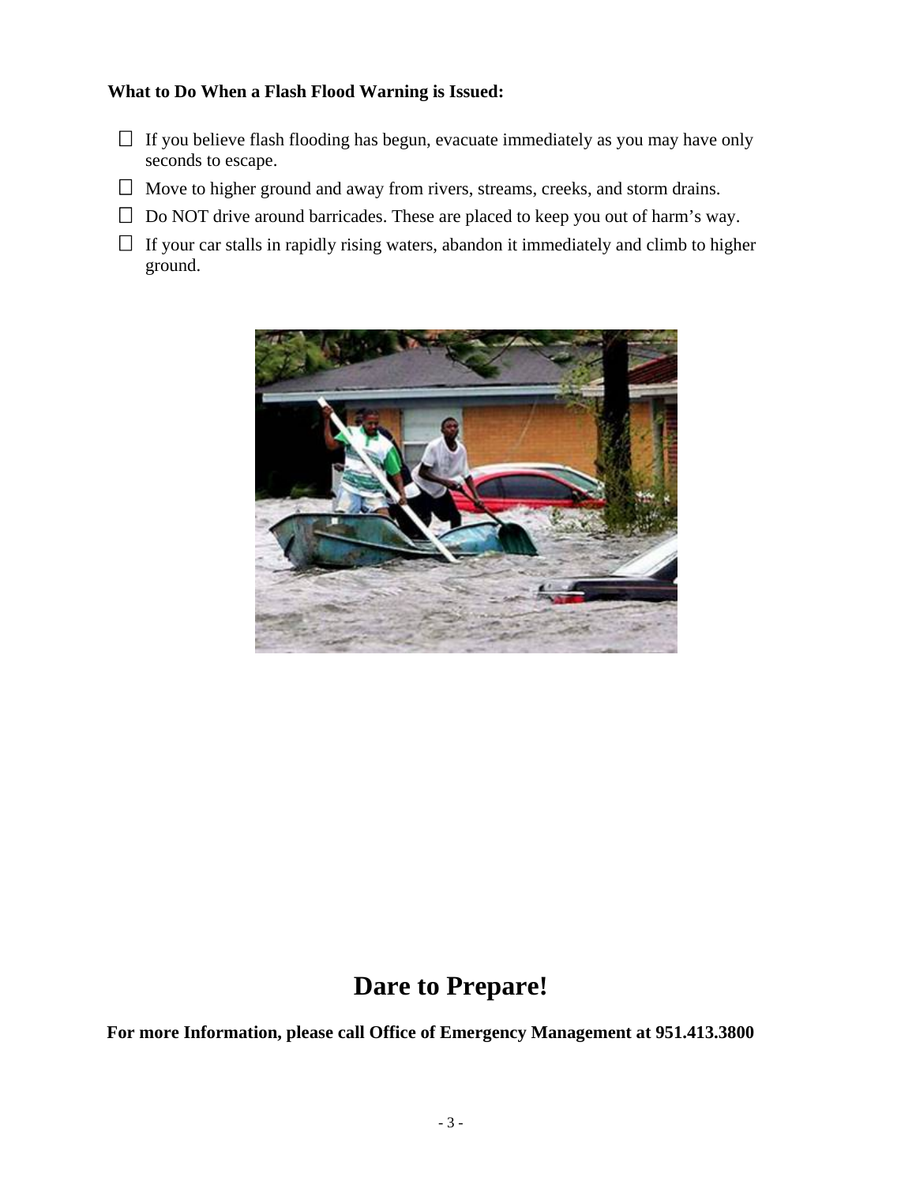**What to Do When a Flash Flood Warning is Issued:**

- If you believe flash flooding has begun, evacuate immediately as you may have only seconds to escape.
- Move to higher ground and away from rivers, streams, creeks, and storm drains.
- Do NOT drive around barricades. These are placed to keep you out of harm's way.
- If your car stalls in rapidly rising waters, abandon it immediately and climb to higher ground.

# Dare to Prepare!

**For more Information, please call Office of Emergency Management at 951.413.3800**